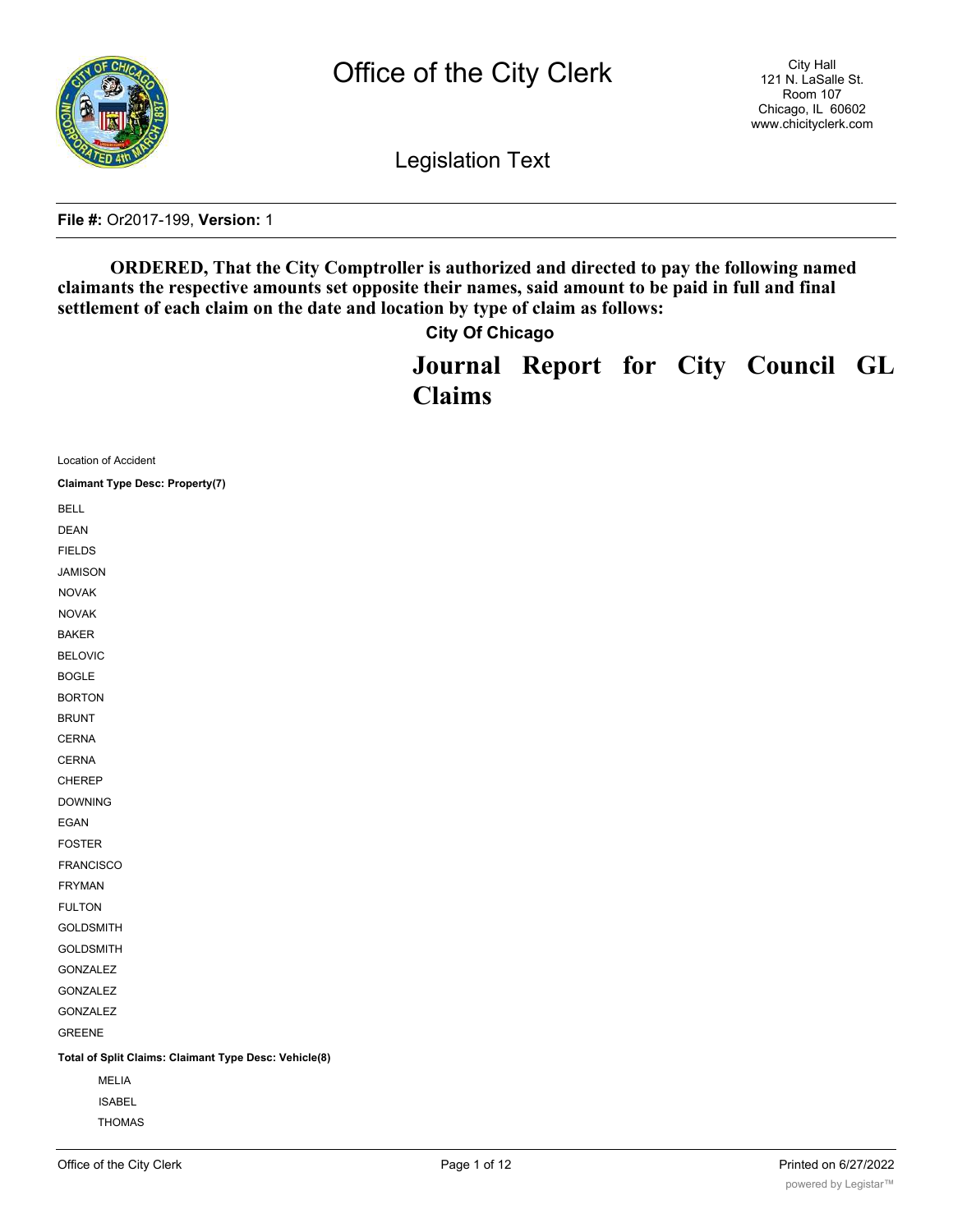# Office of the City Clerk

City Hall
121 N. LaSalle St.
Room 107
Chicago, IL 60602
www.chicityclerk.com

## Legislation Text

**File #:** Or2017-199, **Version:** 1

**ORDERED, That the City Comptroller is authorized and directed to pay the following named claimants the respective amounts set opposite their names, said amount to be paid in full and final settlement of each claim on the date and location by type of claim as follows:**

**City Of Chicago**

# Journal Report for City Council GL Claims

Location of Accident

**Claimant Type Desc: Property(7)**

BELL
DEAN
FIELDS
JAMISON
NOVAK
NOVAK
BAKER
BELOVIC
BOGLE
BORTON
BRUNT
CERNA
CERNA
CHEREP
DOWNING
EGAN
FOSTER
FRANCISCO
FRYMAN
FULTON
GOLDSMITH
GOLDSMITH
GONZALEZ
GONZALEZ
GONZALEZ
GREENE

**Total of Split Claims: Claimant Type Desc: Vehicle(8)**

MELIA
ISABEL
THOMAS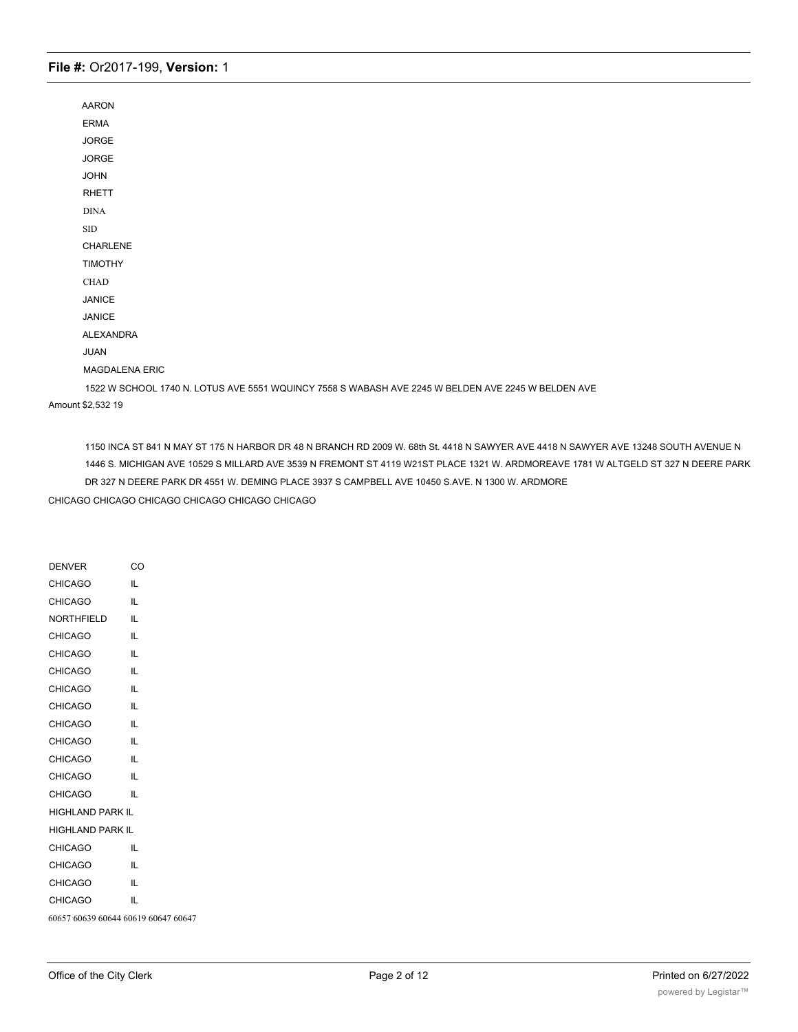AARON

ERMA

JORGE

JORGE

JOHN

RHETT

DINA

SID

CHARLENE

TIMOTHY

CHAD

JANICE

JANICE

ALEXANDRA

JUAN

MAGDALENA ERIC

1522 W SCHOOL 1740 N. LOTUS AVE 5551 WQUINCY 7558 S WABASH AVE 2245 W BELDEN AVE 2245 W BELDEN AVE

Amount $2,532 19

1150 INCA ST 841 N MAY ST 175 N HARBOR DR 48 N BRANCH RD 2009 W. 68th St. 4418 N SAWYER AVE 4418 N SAWYER AVE 13248 SOUTH AVENUE N 1446 S. MICHIGAN AVE 10529 S MILLARD AVE 3539 N FREMONT ST 4119 W21ST PLACE 1321 W. ARDMOREAVE 1781 W ALTGELD ST 327 N DEERE PARK DR 327 N DEERE PARK DR 4551 W. DEMING PLACE 3937 S CAMPBELL AVE 10450 S.AVE. N 1300 W. ARDMORE

CHICAGO CHICAGO CHICAGO CHICAGO CHICAGO CHICAGO

DENVER CO

CHICAGO IL

CHICAGO IL

NORTHFIELD IL

CHICAGO IL

CHICAGO IL

CHICAGO IL

CHICAGO IL

CHICAGO IL

CHICAGO IL

CHICAGO IL

CHICAGO IL

CHICAGO IL

CHICAGO IL

HIGHLAND PARK IL

HIGHLAND PARK IL

CHICAGO IL

CHICAGO IL

CHICAGO IL

CHICAGO IL

60657 60639 60644 60619 60647 60647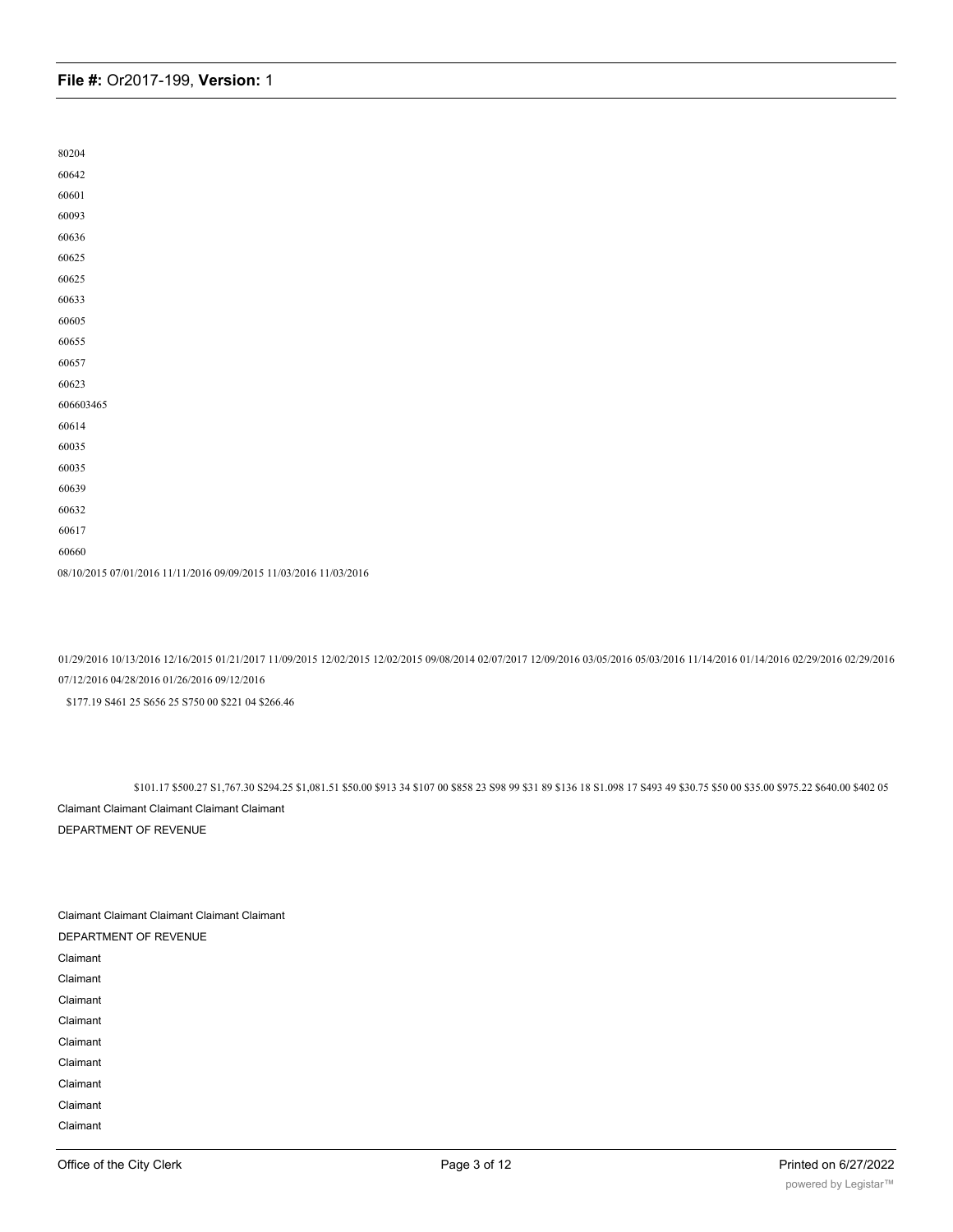80204

60642

60601

60093

60636

60625

60625

60633

60605

60655

60657

60623

606603465

60614

60035

60035

60639

60632

60617

60660

08/10/2015 07/01/2016 11/11/2016 09/09/2015 11/03/2016 11/03/2016

01/29/2016 10/13/2016 12/16/2015 01/21/2017 11/09/2015 12/02/2015 12/02/2015 09/08/2014 02/07/2017 12/09/2016 03/05/2016 05/03/2016 11/14/2016 01/14/2016 02/29/2016 02/29/2016 07/12/2016 04/28/2016 01/26/2016 09/12/2016

$177.19 S461 25 S656 25 S750 00 $221 04 $266.46

$101.17 $500.27 S1,767.30 S294.25 $1,081.51 $50.00 $913 34 $107 00 $858 23 S98 99 $31 89 $136 18 S1.098 17 S493 49 $30.75 $50 00 $35.00 $975.22 $640.00 $402 05

Claimant Claimant Claimant Claimant Claimant

DEPARTMENT OF REVENUE

Claimant Claimant Claimant Claimant Claimant

DEPARTMENT OF REVENUE

Claimant

Claimant

Claimant

Claimant

Claimant

Claimant

Claimant

Claimant

Claimant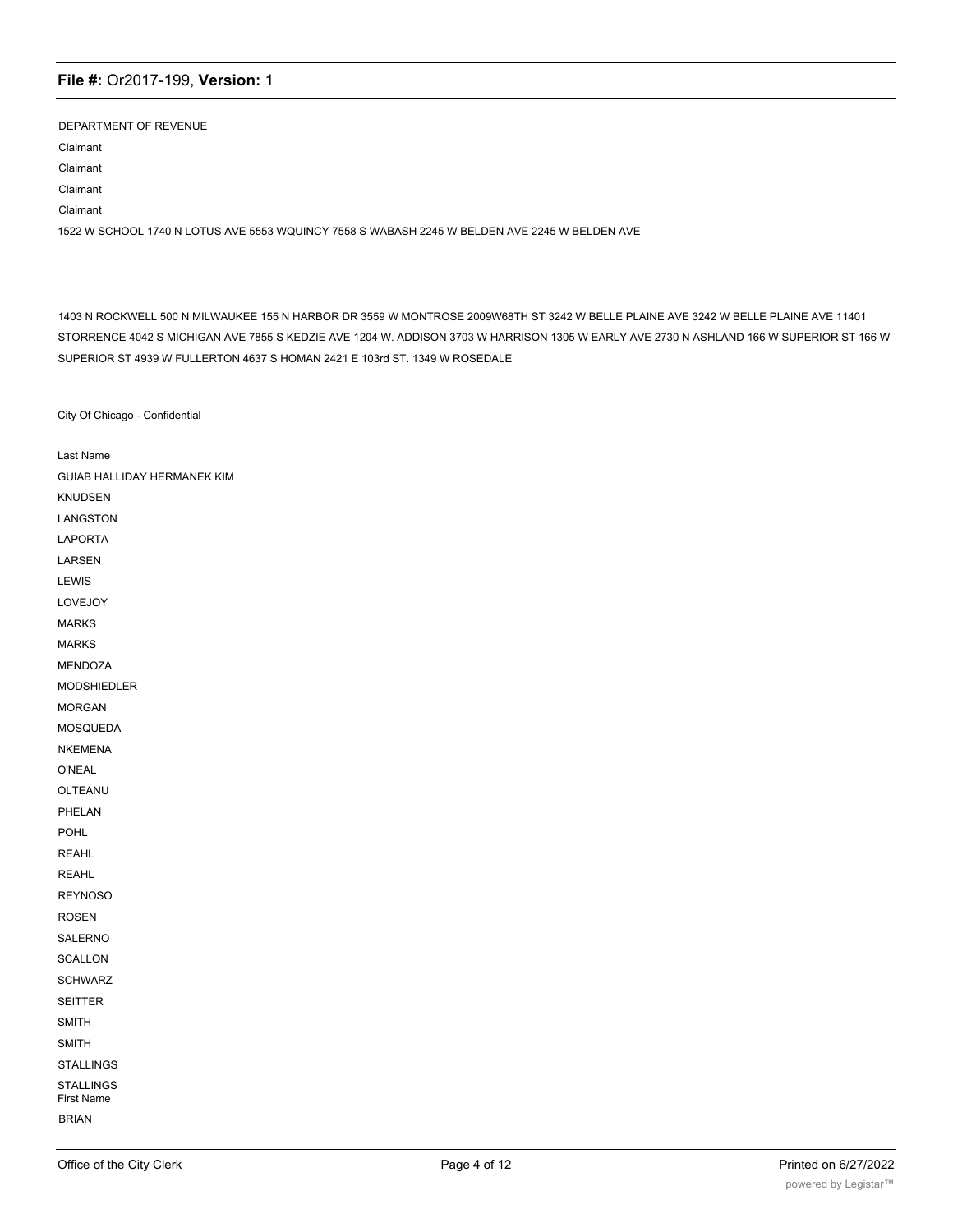DEPARTMENT OF REVENUE

Claimant

Claimant

Claimant

Claimant

1522 W SCHOOL 1740 N LOTUS AVE 5553 WQUINCY 7558 S WABASH 2245 W BELDEN AVE 2245 W BELDEN AVE

1403 N ROCKWELL 500 N MILWAUKEE 155 N HARBOR DR 3559 W MONTROSE 2009W68TH ST 3242 W BELLE PLAINE AVE 3242 W BELLE PLAINE AVE 11401 STORRENCE 4042 S MICHIGAN AVE 7855 S KEDZIE AVE 1204 W. ADDISON 3703 W HARRISON 1305 W EARLY AVE 2730 N ASHLAND 166 W SUPERIOR ST 166 W SUPERIOR ST 4939 W FULLERTON 4637 S HOMAN 2421 E 103rd ST. 1349 W ROSEDALE

City Of Chicago - Confidential

Last Name

GUIAB HALLIDAY HERMANEK KIM

KNUDSEN

LANGSTON

LAPORTA

LARSEN

LEWIS

LOVEJOY

MARKS

MARKS

MENDOZA

MODSHIEDLER

MORGAN

MOSQUEDA

NKEMENA

O'NEAL

OLTEANU

PHELAN

POHL

REAHL

REAHL

REYNOSO

ROSEN

SALERNO

SCALLON

SCHWARZ

SEITTER

SMITH

SMITH

STALLINGS

STALLINGS

First Name

BRIAN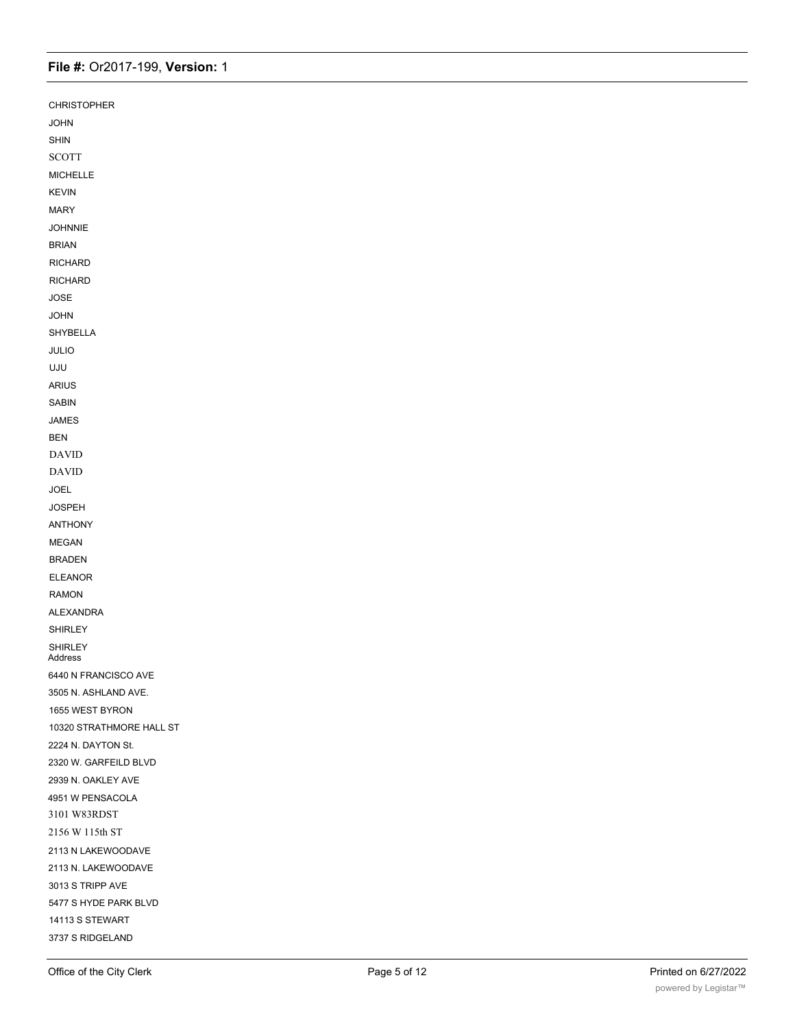CHRISTOPHER
JOHN
SHIN
SCOTT
MICHELLE
KEVIN
MARY
JOHNNIE
BRIAN
RICHARD
RICHARD
JOSE
JOHN
SHYBELLA
JULIO
UJU
ARIUS
SABIN
JAMES
BEN
DAVID
DAVID
JOEL
JOSPEH
ANTHONY
MEGAN
BRADEN
ELEANOR
RAMON
ALEXANDRA
SHIRLEY
SHIRLEY

Address

6440 N FRANCISCO AVE
3505 N. ASHLAND AVE.
1655 WEST BYRON
10320 STRATHMORE HALL ST
2224 N. DAYTON St.
2320 W. GARFEILD BLVD
2939 N. OAKLEY AVE
4951 W PENSACOLA
3101 W83RDST
2156 W 115th ST
2113 N LAKEWOODAVE
2113 N. LAKEWOODAVE
3013 S TRIPP AVE
5477 S HYDE PARK BLVD
14113 S STEWART
3737 S RIDGELAND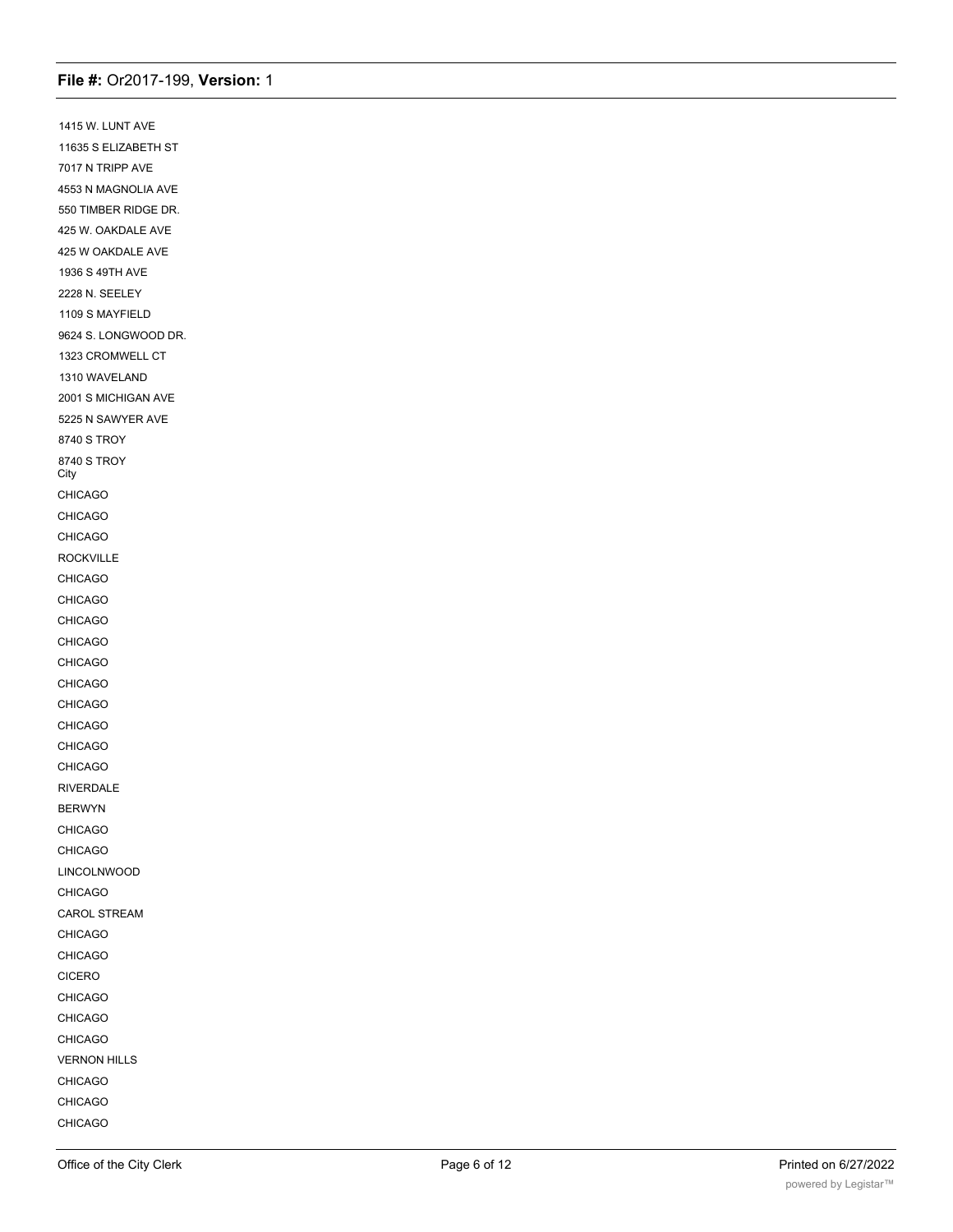1415 W. LUNT AVE

11635 S ELIZABETH ST

7017 N TRIPP AVE

4553 N MAGNOLIA AVE

550 TIMBER RIDGE DR.

425 W. OAKDALE AVE

425 W OAKDALE AVE

1936 S 49TH AVE

2228 N. SEELEY

1109 S MAYFIELD

9624 S. LONGWOOD DR.

1323 CROMWELL CT

1310 WAVELAND

2001 S MICHIGAN AVE

5225 N SAWYER AVE

8740 S TROY

8740 S TROY

City

CHICAGO

CHICAGO

CHICAGO

ROCKVILLE

CHICAGO

CHICAGO

CHICAGO

CHICAGO

CHICAGO

CHICAGO

CHICAGO

CHICAGO

CHICAGO

CHICAGO

RIVERDALE

BERWYN

CHICAGO

CHICAGO

LINCOLNWOOD

CHICAGO

CAROL STREAM

CHICAGO

CHICAGO

CICERO

CHICAGO

CHICAGO

CHICAGO

VERNON HILLS

CHICAGO

CHICAGO

CHICAGO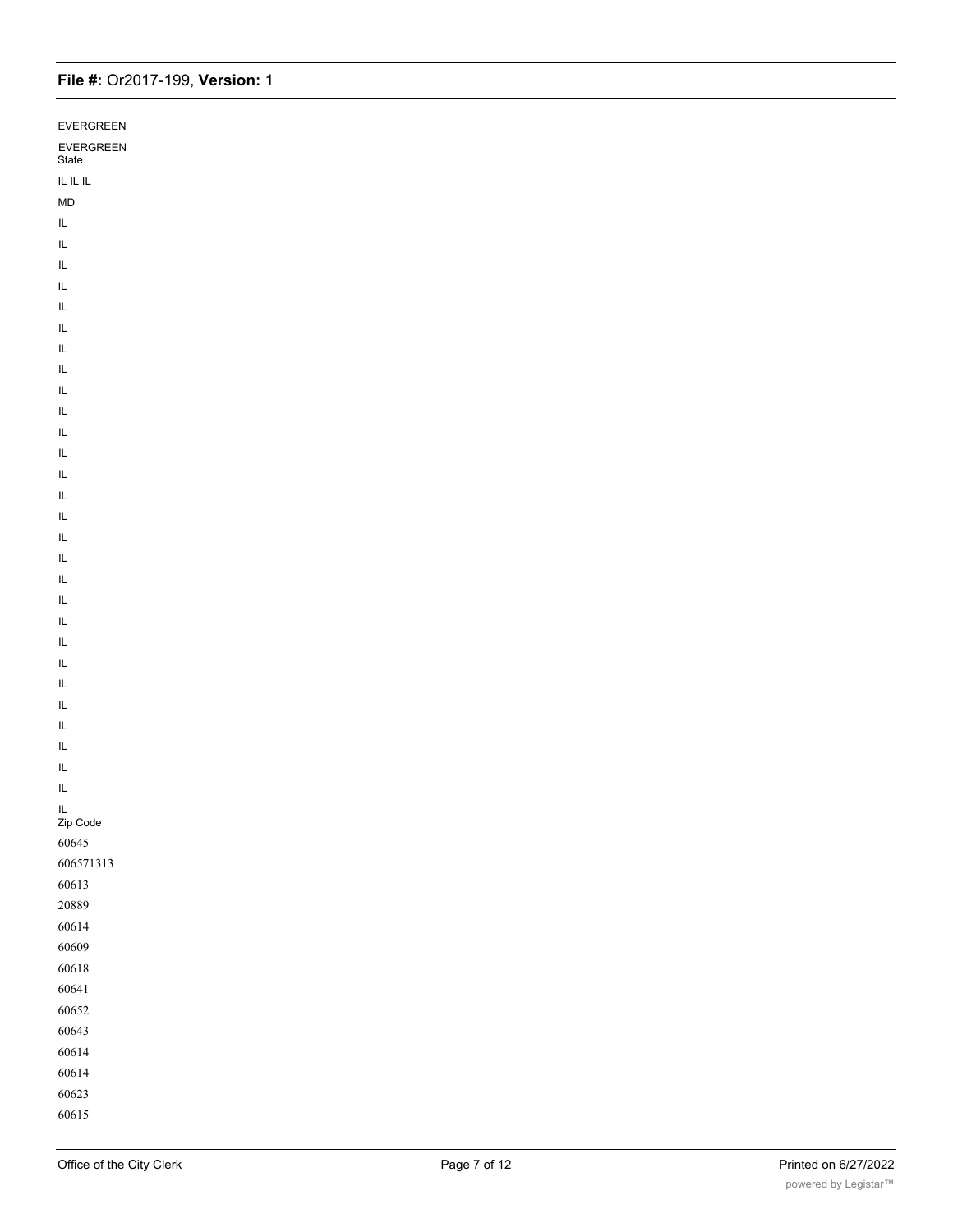EVERGREEN

EVERGREEN
State

IL IL IL

MD

IL

IL

IL

IL

IL

IL

IL

IL

IL

IL

IL

IL

IL

IL

IL

IL

IL

IL

IL

IL

IL

IL

IL

IL

IL

IL

IL

IL
Zip Code

60645

606571313

60613

20889

60614

60609

60618

60641

60652

60643

60614

60614

60623

60615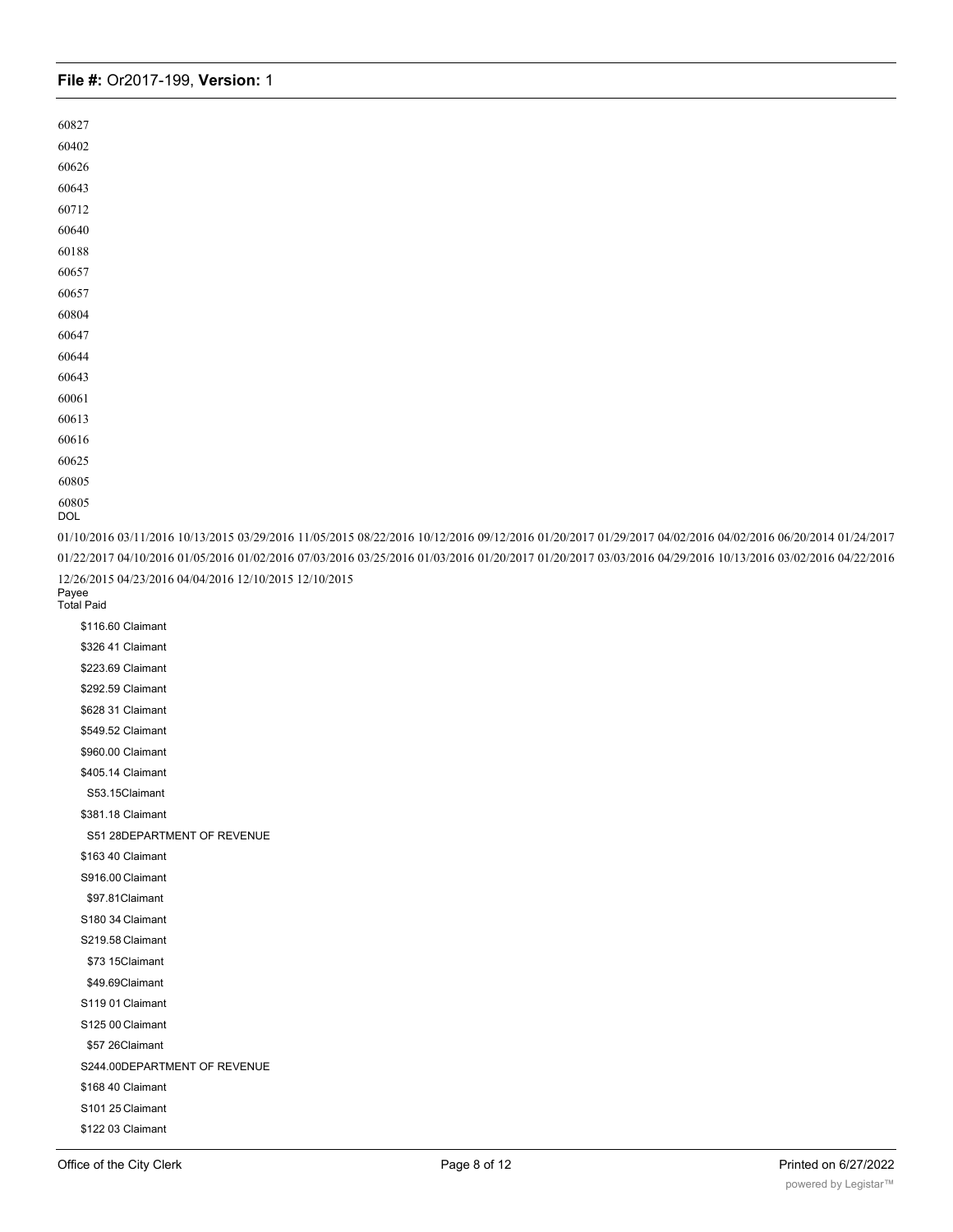60827

60402

60626

60643

60712

60640

60188

60657

60657

60804

60647

60644

60643

60061

60613

60616

60625

60805

60805

DOL

01/10/2016 03/11/2016 10/13/2015 03/29/2016 11/05/2015 08/22/2016 10/12/2016 09/12/2016 01/20/2017 01/29/2017 04/02/2016 04/02/2016 06/20/2014 01/24/2017 01/22/2017 04/10/2016 01/05/2016 01/02/2016 07/03/2016 03/25/2016 01/03/2016 01/20/2017 01/20/2017 03/03/2016 04/29/2016 10/13/2016 03/02/2016 04/22/2016 12/26/2015 04/23/2016 04/04/2016 12/10/2015 12/10/2015

Payee

Total Paid

$116.60 Claimant

$326 41 Claimant

$223.69 Claimant

$292.59 Claimant

$628 31 Claimant

$549.52 Claimant

$960.00 Claimant

$405.14 Claimant

S53.15Claimant

$381.18 Claimant

S51 28DEPARTMENT OF REVENUE

$163 40 Claimant

S916.00 Claimant

$97.81Claimant

S180 34 Claimant

S219.58 Claimant

$73 15Claimant

$49.69Claimant

S119 01 Claimant

S125 00 Claimant

$57 26Claimant

S244.00DEPARTMENT OF REVENUE

$168 40 Claimant

S101 25 Claimant

$122 03 Claimant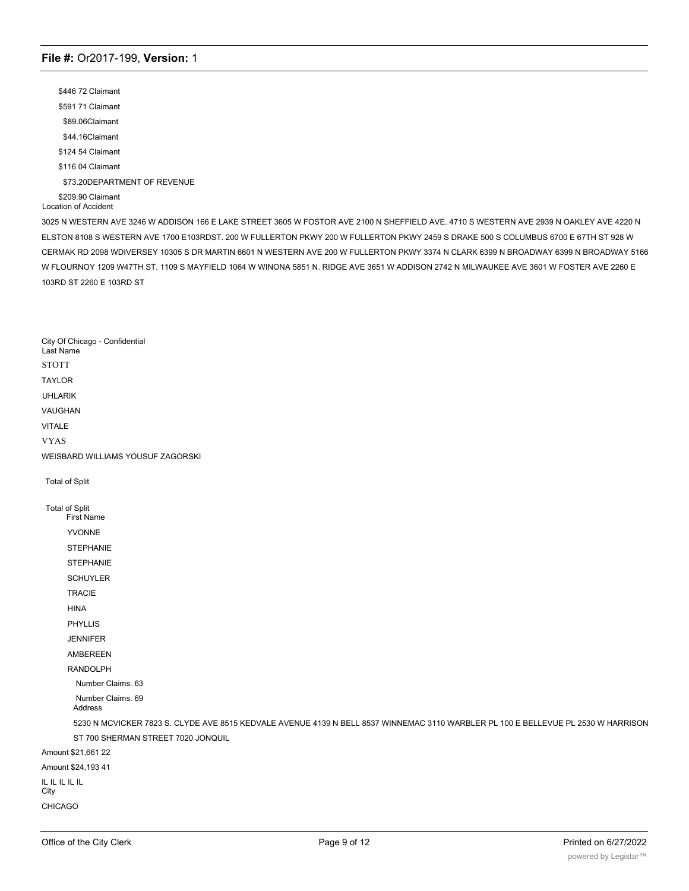$446 72 Claimant

$591 71 Claimant

$89.06Claimant

$44.16Claimant

$124 54 Claimant

$116 04 Claimant

$73.20DEPARTMENT OF REVENUE

$209.90 Claimant

Location of Accident

3025 N WESTERN AVE 3246 W ADDISON 166 E LAKE STREET 3605 W FOSTOR AVE 2100 N SHEFFIELD AVE. 4710 S WESTERN AVE 2939 N OAKLEY AVE 4220 N ELSTON 8108 S WESTERN AVE 1700 E103RDST. 200 W FULLERTON PKWY 200 W FULLERTON PKWY 2459 S DRAKE 500 S COLUMBUS 6700 E 67TH ST 928 W CERMAK RD 2098 WDIVERSEY 10305 S DR MARTIN 6601 N WESTERN AVE 200 W FULLERTON PKWY 3374 N CLARK 6399 N BROADWAY 6399 N BROADWAY 5166 W FLOURNOY 1209 W47TH ST. 1109 S MAYFIELD 1064 W WINONA 5851 N. RIDGE AVE 3651 W ADDISON 2742 N MILWAUKEE AVE 3601 W FOSTER AVE 2260 E 103RD ST 2260 E 103RD ST

City Of Chicago - Confidential

Last Name

STOTT

TAYLOR

UHLARIK

VAUGHAN

VITALE

VYAS

WEISBARD WILLIAMS YOUSUF ZAGORSKI

Total of Split

Total of Split

First Name

YVONNE

STEPHANIE

STEPHANIE

SCHUYLER

TRACIE

HINA

PHYLLIS

JENNIFER

AMBEREEN

RANDOLPH

Number Claims. 63

Number Claims. 69

Address

5230 N MCVICKER 7823 S. CLYDE AVE 8515 KEDVALE AVENUE 4139 N BELL 8537 WINNEMAC 3110 WARBLER PL 100 E BELLEVUE PL 2530 W HARRISON ST 700 SHERMAN STREET 7020 JONQUIL

Amount $21,661 22

Amount $24,193 41

IL IL IL IL IL

City

CHICAGO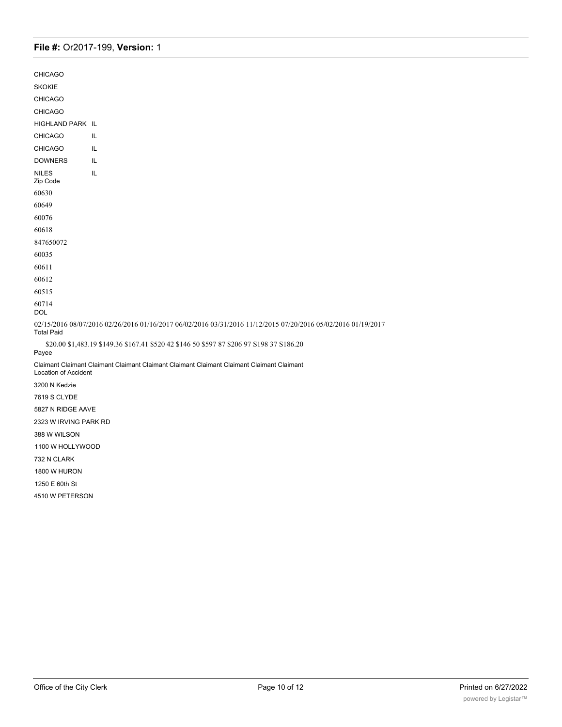CHICAGO

SKOKIE

CHICAGO

CHICAGO

HIGHLAND PARK IL

CHICAGO IL

CHICAGO IL

DOWNERS IL

NILES IL

Zip Code

60630

60649

60076

60618

847650072

60035

60611

60612

60515

60714

DOL

02/15/2016 08/07/2016 02/26/2016 01/16/2017 06/02/2016 03/31/2016 11/12/2015 07/20/2016 05/02/2016 01/19/2017

Total Paid

$20.00 $1,483.19 $149.36 $167.41 $520 42 $146 50 $597 87 $206 97 S198 37 S186.20

Payee

Claimant Claimant Claimant Claimant Claimant Claimant Claimant Claimant Claimant Claimant

Location of Accident

3200 N Kedzie

7619 S CLYDE

5827 N RIDGE AAVE

2323 W IRVING PARK RD

388 W WILSON

1100 W HOLLYWOOD

732 N CLARK

1800 W HURON

1250 E 60th St

4510 W PETERSON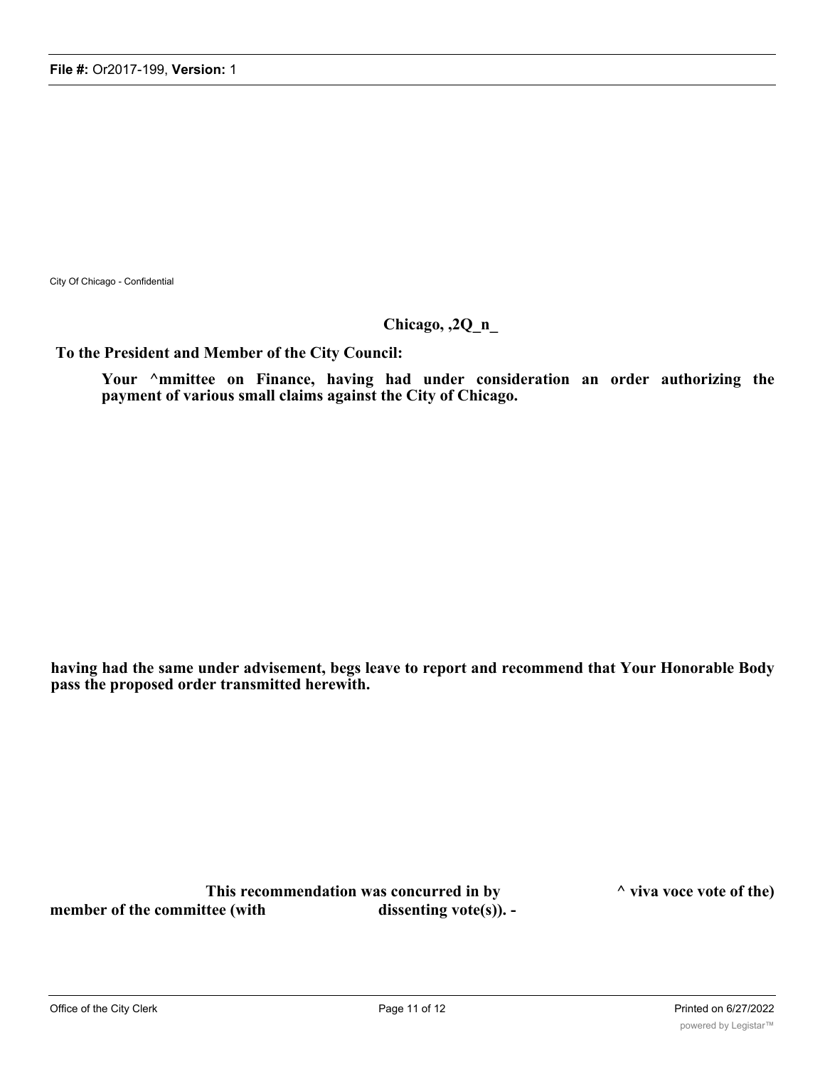City Of Chicago - Confidential

**Chicago, ,2Q_n_**

**To the President and Member of the City Council:**

**Your ^mmittee on Finance, having had under consideration an order authorizing the payment of various small claims against the City of Chicago.**

**having had the same under advisement, begs leave to report and recommend that Your Honorable Body pass the proposed order transmitted herewith.**

**This recommendation was concurred in by ^ viva voce vote of the) member of the committee (with dissenting vote(s)). -**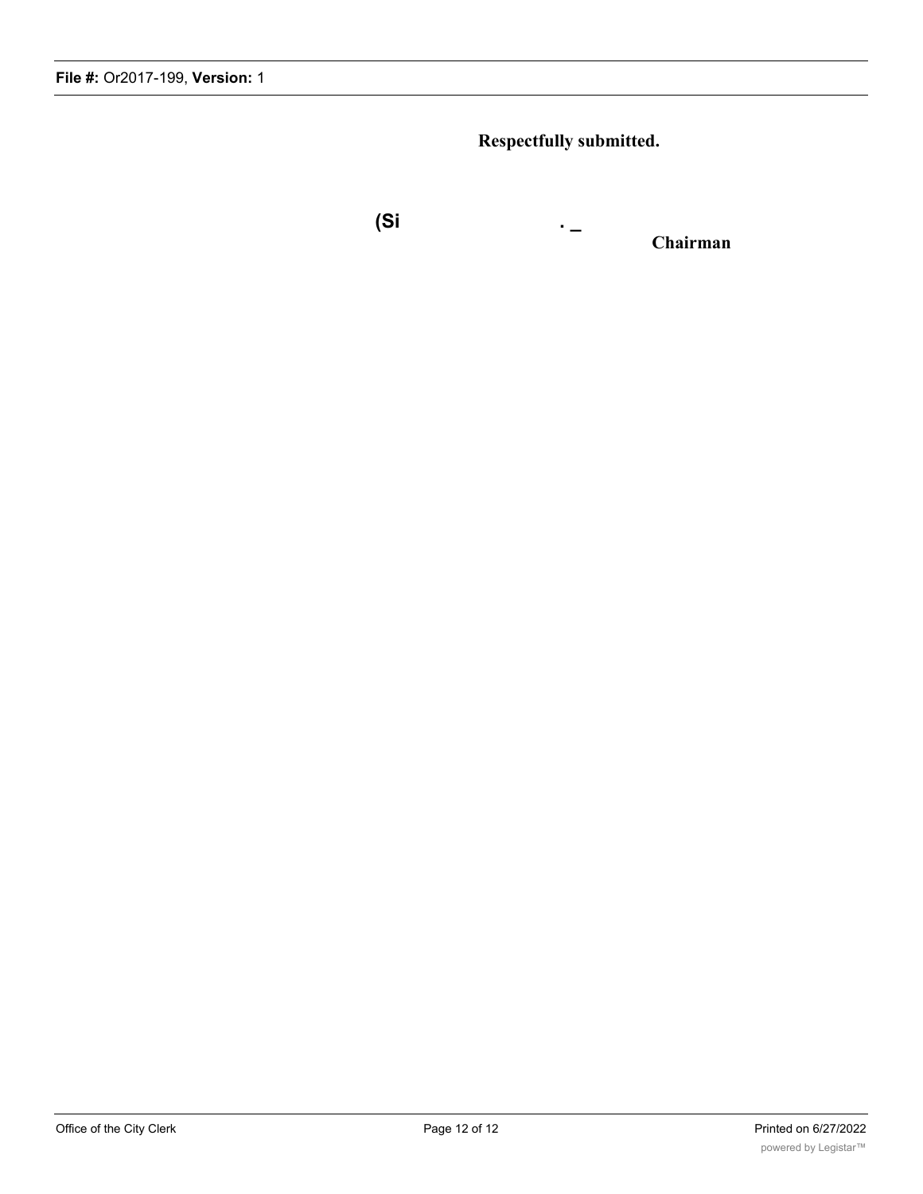**Respectfully submitted.**

**(Si** . _

**Chairman**